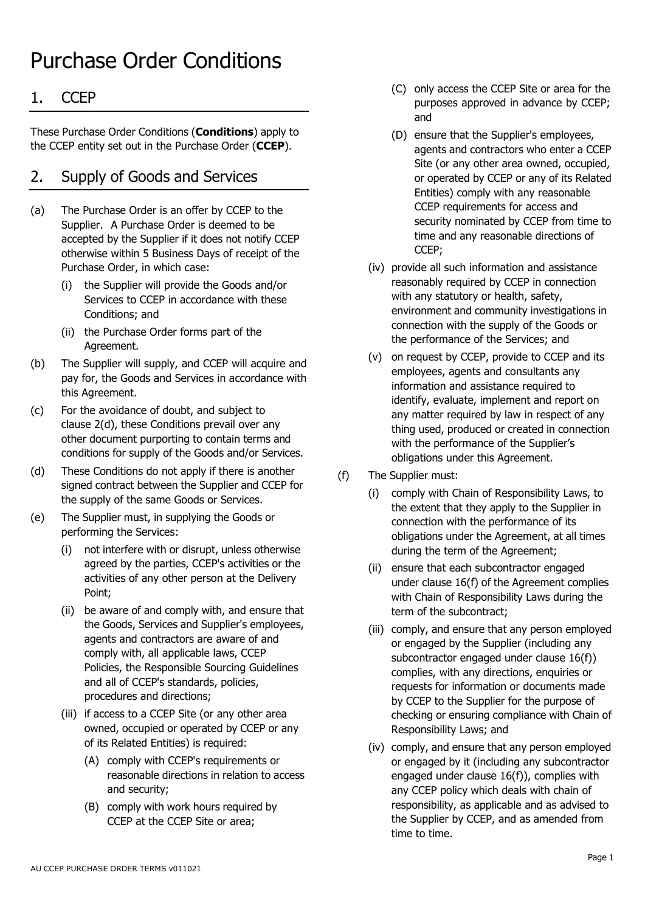# Purchase Order Conditions

## 1. CCEP

These Purchase Order Conditions (**Conditions**) apply to the CCEP entity set out in the Purchase Order (**CCEP**).

## 2. Supply of Goods and Services

(a) The Purchase Order is an offer by CCEP to the Supplier. A Purchase Order is deemed to be accepted by the Supplier if it does not notify CCEP otherwise within 5 Business Days of receipt of the Purchase Order, in which case:

  (i) the Supplier will provide the Goods and/or Services to CCEP in accordance with these Conditions; and

  (ii) the Purchase Order forms part of the Agreement.

(b) The Supplier will supply, and CCEP will acquire and pay for, the Goods and Services in accordance with this Agreement.

(c) For the avoidance of doubt, and subject to clause 2(d), these Conditions prevail over any other document purporting to contain terms and conditions for supply of the Goods and/or Services.

(d) These Conditions do not apply if there is another signed contract between the Supplier and CCEP for the supply of the same Goods or Services.

(e) The Supplier must, in supplying the Goods or performing the Services:

  (i) not interfere with or disrupt, unless otherwise agreed by the parties, CCEP's activities or the activities of any other person at the Delivery Point;

  (ii) be aware of and comply with, and ensure that the Goods, Services and Supplier's employees, agents and contractors are aware of and comply with, all applicable laws, CCEP Policies, the Responsible Sourcing Guidelines and all of CCEP's standards, policies, procedures and directions;

  (iii) if access to a CCEP Site (or any other area owned, occupied or operated by CCEP or any of its Related Entities) is required:

    (A) comply with CCEP's requirements or reasonable directions in relation to access and security;

    (B) comply with work hours required by CCEP at the CCEP Site or area;

    (C) only access the CCEP Site or area for the purposes approved in advance by CCEP; and

    (D) ensure that the Supplier's employees, agents and contractors who enter a CCEP Site (or any other area owned, occupied, or operated by CCEP or any of its Related Entities) comply with any reasonable CCEP requirements for access and security nominated by CCEP from time to time and any reasonable directions of CCEP;

  (iv) provide all such information and assistance reasonably required by CCEP in connection with any statutory or health, safety, environment and community investigations in connection with the supply of the Goods or the performance of the Services; and

  (v) on request by CCEP, provide to CCEP and its employees, agents and consultants any information and assistance required to identify, evaluate, implement and report on any matter required by law in respect of any thing used, produced or created in connection with the performance of the Supplier's obligations under this Agreement.

(f) The Supplier must:

  (i) comply with Chain of Responsibility Laws, to the extent that they apply to the Supplier in connection with the performance of its obligations under the Agreement, at all times during the term of the Agreement;

  (ii) ensure that each subcontractor engaged under clause 16(f) of the Agreement complies with Chain of Responsibility Laws during the term of the subcontract;

  (iii) comply, and ensure that any person employed or engaged by the Supplier (including any subcontractor engaged under clause 16(f)) complies, with any directions, enquiries or requests for information or documents made by CCEP to the Supplier for the purpose of checking or ensuring compliance with Chain of Responsibility Laws; and

  (iv) comply, and ensure that any person employed or engaged by it (including any subcontractor engaged under clause 16(f)), complies with any CCEP policy which deals with chain of responsibility, as applicable and as advised to the Supplier by CCEP, and as amended from time to time.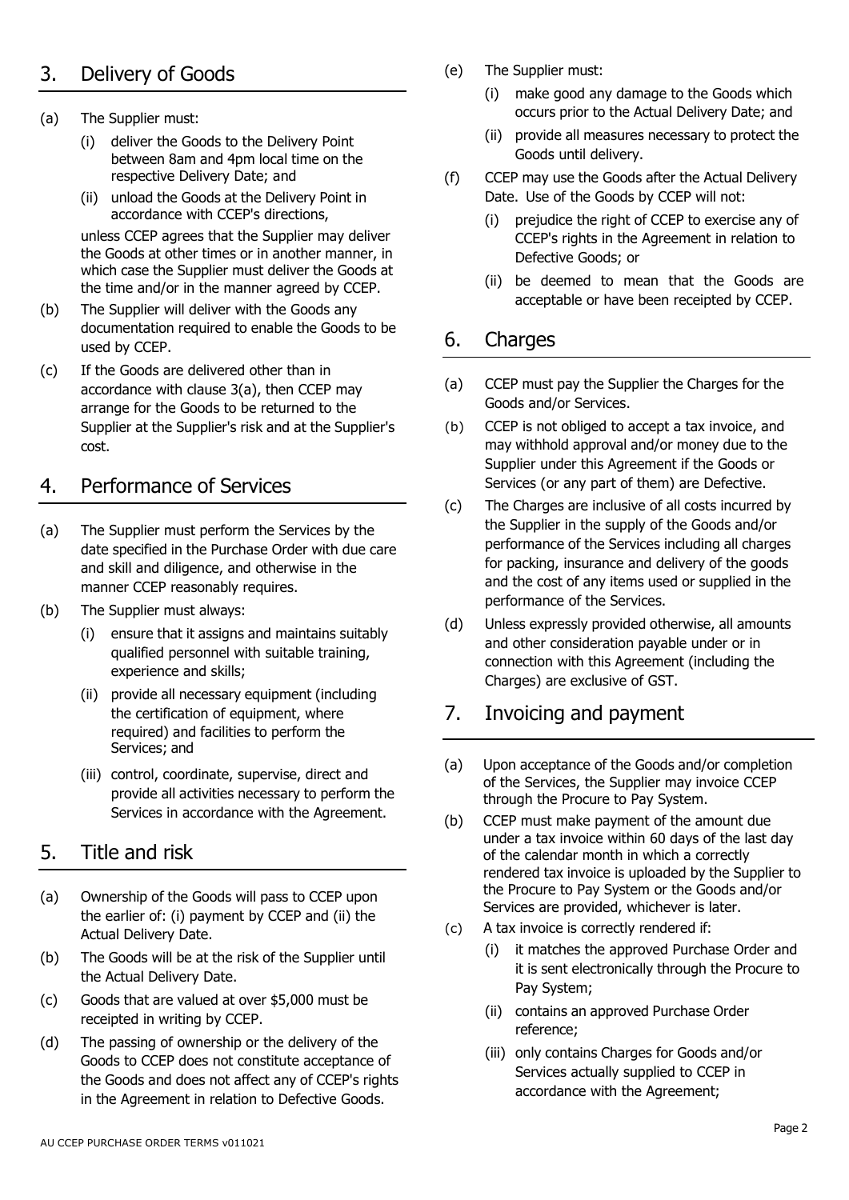## 3. Delivery of Goods

(a) The Supplier must:

  (i) deliver the Goods to the Delivery Point between 8am and 4pm local time on the respective Delivery Date; and

  (ii) unload the Goods at the Delivery Point in accordance with CCEP's directions,

unless CCEP agrees that the Supplier may deliver the Goods at other times or in another manner, in which case the Supplier must deliver the Goods at the time and/or in the manner agreed by CCEP.

(b) The Supplier will deliver with the Goods any documentation required to enable the Goods to be used by CCEP.

(c) If the Goods are delivered other than in accordance with clause 3(a), then CCEP may arrange for the Goods to be returned to the Supplier at the Supplier's risk and at the Supplier's cost.

## 4. Performance of Services

(a) The Supplier must perform the Services by the date specified in the Purchase Order with due care and skill and diligence, and otherwise in the manner CCEP reasonably requires.

(b) The Supplier must always:

  (i) ensure that it assigns and maintains suitably qualified personnel with suitable training, experience and skills;

  (ii) provide all necessary equipment (including the certification of equipment, where required) and facilities to perform the Services; and

  (iii) control, coordinate, supervise, direct and provide all activities necessary to perform the Services in accordance with the Agreement.

## 5. Title and risk

(a) Ownership of the Goods will pass to CCEP upon the earlier of: (i) payment by CCEP and (ii) the Actual Delivery Date.

(b) The Goods will be at the risk of the Supplier until the Actual Delivery Date.

(c) Goods that are valued at over $5,000 must be receipted in writing by CCEP.

(d) The passing of ownership or the delivery of the Goods to CCEP does not constitute acceptance of the Goods and does not affect any of CCEP's rights in the Agreement in relation to Defective Goods.

(e) The Supplier must:

  (i) make good any damage to the Goods which occurs prior to the Actual Delivery Date; and

  (ii) provide all measures necessary to protect the Goods until delivery.

(f) CCEP may use the Goods after the Actual Delivery Date. Use of the Goods by CCEP will not:

  (i) prejudice the right of CCEP to exercise any of CCEP's rights in the Agreement in relation to Defective Goods; or

  (ii) be deemed to mean that the Goods are acceptable or have been receipted by CCEP.

## 6. Charges

(a) CCEP must pay the Supplier the Charges for the Goods and/or Services.

(b) CCEP is not obliged to accept a tax invoice, and may withhold approval and/or money due to the Supplier under this Agreement if the Goods or Services (or any part of them) are Defective.

(c) The Charges are inclusive of all costs incurred by the Supplier in the supply of the Goods and/or performance of the Services including all charges for packing, insurance and delivery of the goods and the cost of any items used or supplied in the performance of the Services.

(d) Unless expressly provided otherwise, all amounts and other consideration payable under or in connection with this Agreement (including the Charges) are exclusive of GST.

## 7. Invoicing and payment

(a) Upon acceptance of the Goods and/or completion of the Services, the Supplier may invoice CCEP through the Procure to Pay System.

(b) CCEP must make payment of the amount due under a tax invoice within 60 days of the last day of the calendar month in which a correctly rendered tax invoice is uploaded by the Supplier to the Procure to Pay System or the Goods and/or Services are provided, whichever is later.

(c) A tax invoice is correctly rendered if:

  (i) it matches the approved Purchase Order and it is sent electronically through the Procure to Pay System;

  (ii) contains an approved Purchase Order reference;

  (iii) only contains Charges for Goods and/or Services actually supplied to CCEP in accordance with the Agreement;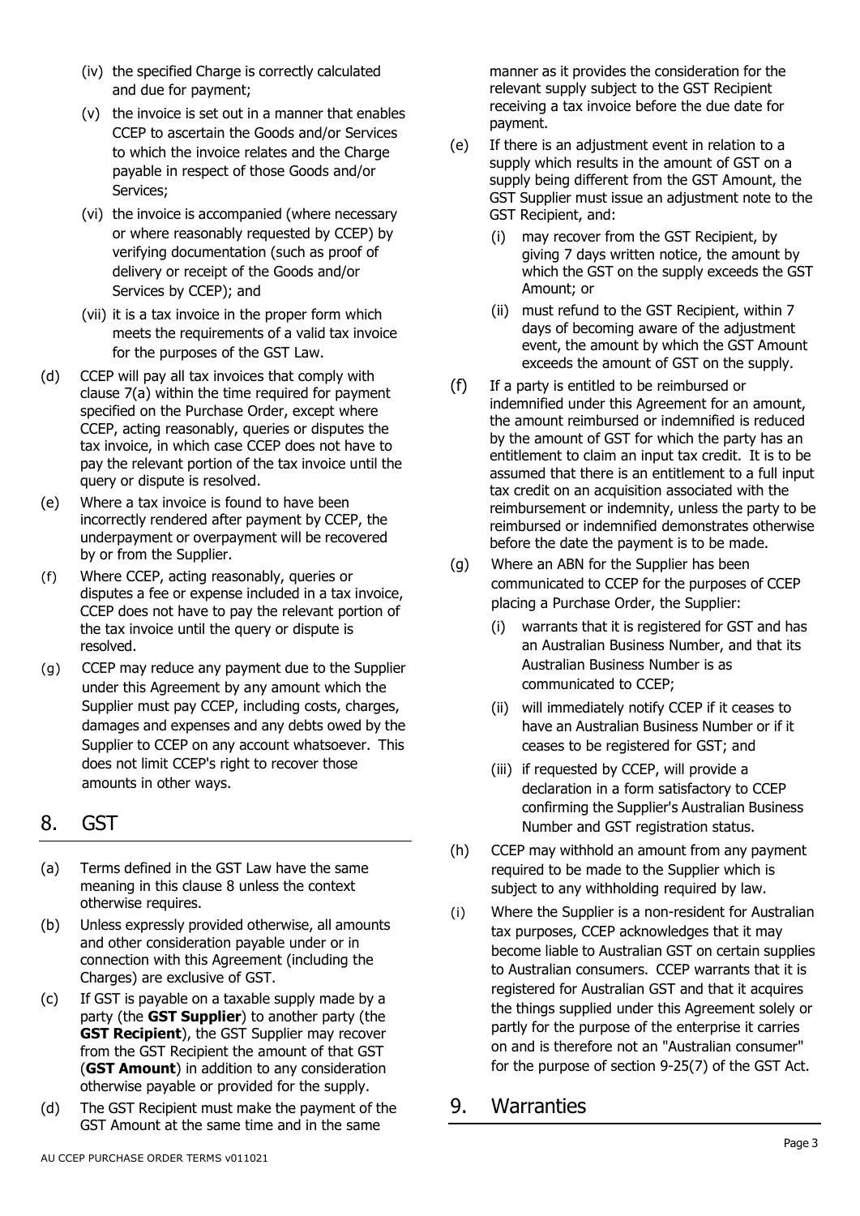(iv) the specified Charge is correctly calculated and due for payment;

(v) the invoice is set out in a manner that enables CCEP to ascertain the Goods and/or Services to which the invoice relates and the Charge payable in respect of those Goods and/or Services;

(vi) the invoice is accompanied (where necessary or where reasonably requested by CCEP) by verifying documentation (such as proof of delivery or receipt of the Goods and/or Services by CCEP); and

(vii) it is a tax invoice in the proper form which meets the requirements of a valid tax invoice for the purposes of the GST Law.

(d) CCEP will pay all tax invoices that comply with clause 7(a) within the time required for payment specified on the Purchase Order, except where CCEP, acting reasonably, queries or disputes the tax invoice, in which case CCEP does not have to pay the relevant portion of the tax invoice until the query or dispute is resolved.

(e) Where a tax invoice is found to have been incorrectly rendered after payment by CCEP, the underpayment or overpayment will be recovered by or from the Supplier.

(f) Where CCEP, acting reasonably, queries or disputes a fee or expense included in a tax invoice, CCEP does not have to pay the relevant portion of the tax invoice until the query or dispute is resolved.

(g) CCEP may reduce any payment due to the Supplier under this Agreement by any amount which the Supplier must pay CCEP, including costs, charges, damages and expenses and any debts owed by the Supplier to CCEP on any account whatsoever. This does not limit CCEP's right to recover those amounts in other ways.

## 8. GST

(a) Terms defined in the GST Law have the same meaning in this clause 8 unless the context otherwise requires.

(b) Unless expressly provided otherwise, all amounts and other consideration payable under or in connection with this Agreement (including the Charges) are exclusive of GST.

(c) If GST is payable on a taxable supply made by a party (the **GST Supplier**) to another party (the **GST Recipient**), the GST Supplier may recover from the GST Recipient the amount of that GST (**GST Amount**) in addition to any consideration otherwise payable or provided for the supply.

(d) The GST Recipient must make the payment of the GST Amount at the same time and in the same manner as it provides the consideration for the relevant supply subject to the GST Recipient receiving a tax invoice before the due date for payment.

(e) If there is an adjustment event in relation to a supply which results in the amount of GST on a supply being different from the GST Amount, the GST Supplier must issue an adjustment note to the GST Recipient, and:

(i) may recover from the GST Recipient, by giving 7 days written notice, the amount by which the GST on the supply exceeds the GST Amount; or

(ii) must refund to the GST Recipient, within 7 days of becoming aware of the adjustment event, the amount by which the GST Amount exceeds the amount of GST on the supply.

(f) If a party is entitled to be reimbursed or indemnified under this Agreement for an amount, the amount reimbursed or indemnified is reduced by the amount of GST for which the party has an entitlement to claim an input tax credit. It is to be assumed that there is an entitlement to a full input tax credit on an acquisition associated with the reimbursement or indemnity, unless the party to be reimbursed or indemnified demonstrates otherwise before the date the payment is to be made.

(g) Where an ABN for the Supplier has been communicated to CCEP for the purposes of CCEP placing a Purchase Order, the Supplier:

(i) warrants that it is registered for GST and has an Australian Business Number, and that its Australian Business Number is as communicated to CCEP;

(ii) will immediately notify CCEP if it ceases to have an Australian Business Number or if it ceases to be registered for GST; and

(iii) if requested by CCEP, will provide a declaration in a form satisfactory to CCEP confirming the Supplier's Australian Business Number and GST registration status.

(h) CCEP may withhold an amount from any payment required to be made to the Supplier which is subject to any withholding required by law.

(i) Where the Supplier is a non-resident for Australian tax purposes, CCEP acknowledges that it may become liable to Australian GST on certain supplies to Australian consumers. CCEP warrants that it is registered for Australian GST and that it acquires the things supplied under this Agreement solely or partly for the purpose of the enterprise it carries on and is therefore not an "Australian consumer" for the purpose of section 9-25(7) of the GST Act.

## 9. Warranties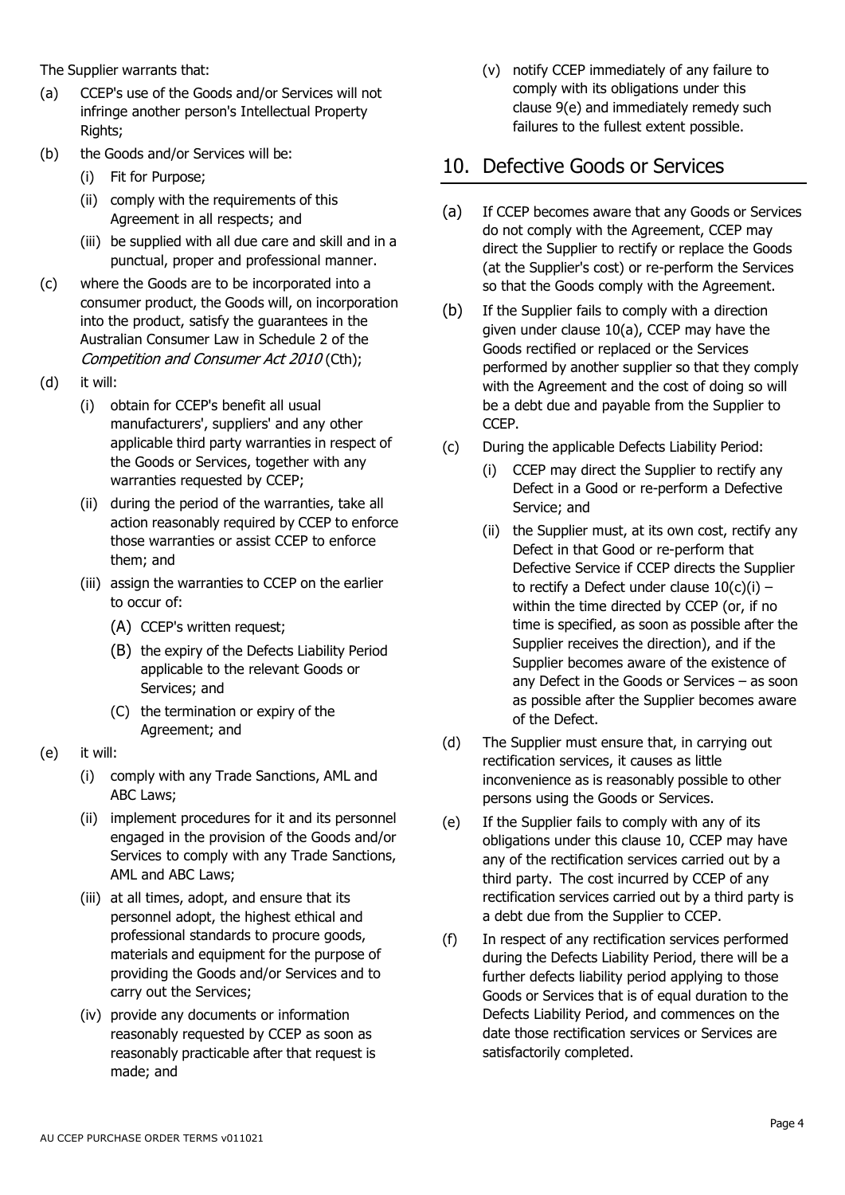The Supplier warrants that:

(a) CCEP's use of the Goods and/or Services will not infringe another person's Intellectual Property Rights;

(b) the Goods and/or Services will be:

    (i) Fit for Purpose;

    (ii) comply with the requirements of this Agreement in all respects; and

    (iii) be supplied with all due care and skill and in a punctual, proper and professional manner.

(c) where the Goods are to be incorporated into a consumer product, the Goods will, on incorporation into the product, satisfy the guarantees in the Australian Consumer Law in Schedule 2 of the *Competition and Consumer Act 2010* (Cth);

(d) it will:

    (i) obtain for CCEP's benefit all usual manufacturers', suppliers' and any other applicable third party warranties in respect of the Goods or Services, together with any warranties requested by CCEP;

    (ii) during the period of the warranties, take all action reasonably required by CCEP to enforce those warranties or assist CCEP to enforce them; and

    (iii) assign the warranties to CCEP on the earlier to occur of:

        (A) CCEP's written request;

        (B) the expiry of the Defects Liability Period applicable to the relevant Goods or Services; and

        (C) the termination or expiry of the Agreement; and

(e) it will:

    (i) comply with any Trade Sanctions, AML and ABC Laws;

    (ii) implement procedures for it and its personnel engaged in the provision of the Goods and/or Services to comply with any Trade Sanctions, AML and ABC Laws;

    (iii) at all times, adopt, and ensure that its personnel adopt, the highest ethical and professional standards to procure goods, materials and equipment for the purpose of providing the Goods and/or Services and to carry out the Services;

    (iv) provide any documents or information reasonably requested by CCEP as soon as reasonably practicable after that request is made; and

    (v) notify CCEP immediately of any failure to comply with its obligations under this clause 9(e) and immediately remedy such failures to the fullest extent possible.

## 10. Defective Goods or Services

(a) If CCEP becomes aware that any Goods or Services do not comply with the Agreement, CCEP may direct the Supplier to rectify or replace the Goods (at the Supplier's cost) or re-perform the Services so that the Goods comply with the Agreement.

(b) If the Supplier fails to comply with a direction given under clause 10(a), CCEP may have the Goods rectified or replaced or the Services performed by another supplier so that they comply with the Agreement and the cost of doing so will be a debt due and payable from the Supplier to CCEP.

(c) During the applicable Defects Liability Period:

    (i) CCEP may direct the Supplier to rectify any Defect in a Good or re-perform a Defective Service; and

    (ii) the Supplier must, at its own cost, rectify any Defect in that Good or re-perform that Defective Service if CCEP directs the Supplier to rectify a Defect under clause 10(c)(i) – within the time directed by CCEP (or, if no time is specified, as soon as possible after the Supplier receives the direction), and if the Supplier becomes aware of the existence of any Defect in the Goods or Services – as soon as possible after the Supplier becomes aware of the Defect.

(d) The Supplier must ensure that, in carrying out rectification services, it causes as little inconvenience as is reasonably possible to other persons using the Goods or Services.

(e) If the Supplier fails to comply with any of its obligations under this clause 10, CCEP may have any of the rectification services carried out by a third party. The cost incurred by CCEP of any rectification services carried out by a third party is a debt due from the Supplier to CCEP.

(f) In respect of any rectification services performed during the Defects Liability Period, there will be a further defects liability period applying to those Goods or Services that is of equal duration to the Defects Liability Period, and commences on the date those rectification services or Services are satisfactorily completed.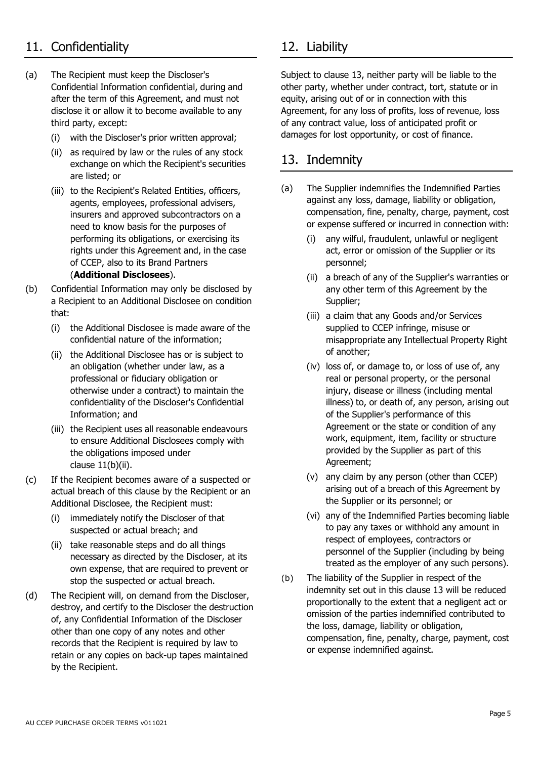## 11. Confidentiality

(a) The Recipient must keep the Discloser's Confidential Information confidential, during and after the term of this Agreement, and must not disclose it or allow it to become available to any third party, except:

  (i) with the Discloser's prior written approval;

  (ii) as required by law or the rules of any stock exchange on which the Recipient's securities are listed; or

  (iii) to the Recipient's Related Entities, officers, agents, employees, professional advisers, insurers and approved subcontractors on a need to know basis for the purposes of performing its obligations, or exercising its rights under this Agreement and, in the case of CCEP, also to its Brand Partners (**Additional Disclosees**).

(b) Confidential Information may only be disclosed by a Recipient to an Additional Disclosee on condition that:

  (i) the Additional Disclosee is made aware of the confidential nature of the information;

  (ii) the Additional Disclosee has or is subject to an obligation (whether under law, as a professional or fiduciary obligation or otherwise under a contract) to maintain the confidentiality of the Discloser's Confidential Information; and

  (iii) the Recipient uses all reasonable endeavours to ensure Additional Disclosees comply with the obligations imposed under clause 11(b)(ii).

(c) If the Recipient becomes aware of a suspected or actual breach of this clause by the Recipient or an Additional Disclosee, the Recipient must:

  (i) immediately notify the Discloser of that suspected or actual breach; and

  (ii) take reasonable steps and do all things necessary as directed by the Discloser, at its own expense, that are required to prevent or stop the suspected or actual breach.

(d) The Recipient will, on demand from the Discloser, destroy, and certify to the Discloser the destruction of, any Confidential Information of the Discloser other than one copy of any notes and other records that the Recipient is required by law to retain or any copies on back-up tapes maintained by the Recipient.

## 12. Liability

Subject to clause 13, neither party will be liable to the other party, whether under contract, tort, statute or in equity, arising out of or in connection with this Agreement, for any loss of profits, loss of revenue, loss of any contract value, loss of anticipated profit or damages for lost opportunity, or cost of finance.

## 13. Indemnity

(a) The Supplier indemnifies the Indemnified Parties against any loss, damage, liability or obligation, compensation, fine, penalty, charge, payment, cost or expense suffered or incurred in connection with:

  (i) any wilful, fraudulent, unlawful or negligent act, error or omission of the Supplier or its personnel;

  (ii) a breach of any of the Supplier's warranties or any other term of this Agreement by the Supplier;

  (iii) a claim that any Goods and/or Services supplied to CCEP infringe, misuse or misappropriate any Intellectual Property Right of another;

  (iv) loss of, or damage to, or loss of use of, any real or personal property, or the personal injury, disease or illness (including mental illness) to, or death of, any person, arising out of the Supplier's performance of this Agreement or the state or condition of any work, equipment, item, facility or structure provided by the Supplier as part of this Agreement;

  (v) any claim by any person (other than CCEP) arising out of a breach of this Agreement by the Supplier or its personnel; or

  (vi) any of the Indemnified Parties becoming liable to pay any taxes or withhold any amount in respect of employees, contractors or personnel of the Supplier (including by being treated as the employer of any such persons).

(b) The liability of the Supplier in respect of the indemnity set out in this clause 13 will be reduced proportionally to the extent that a negligent act or omission of the parties indemnified contributed to the loss, damage, liability or obligation, compensation, fine, penalty, charge, payment, cost or expense indemnified against.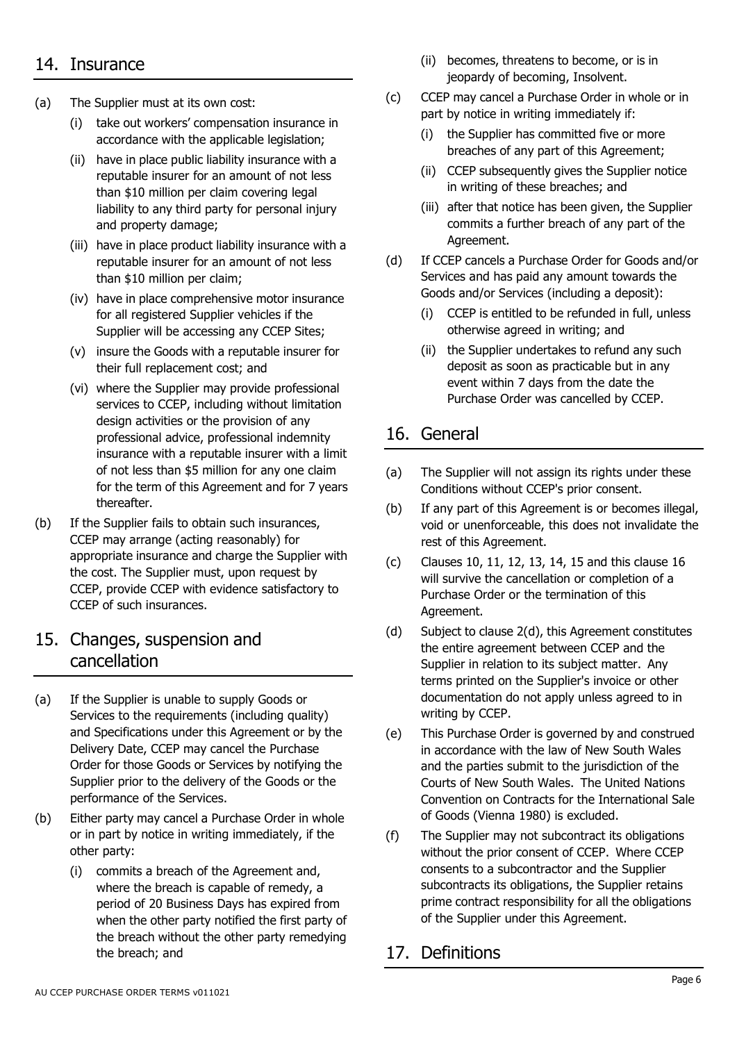## 14. Insurance

(a) The Supplier must at its own cost:

   (i) take out workers' compensation insurance in accordance with the applicable legislation;

   (ii) have in place public liability insurance with a reputable insurer for an amount of not less than $10 million per claim covering legal liability to any third party for personal injury and property damage;

   (iii) have in place product liability insurance with a reputable insurer for an amount of not less than $10 million per claim;

   (iv) have in place comprehensive motor insurance for all registered Supplier vehicles if the Supplier will be accessing any CCEP Sites;

   (v) insure the Goods with a reputable insurer for their full replacement cost; and

   (vi) where the Supplier may provide professional services to CCEP, including without limitation design activities or the provision of any professional advice, professional indemnity insurance with a reputable insurer with a limit of not less than $5 million for any one claim for the term of this Agreement and for 7 years thereafter.

(b) If the Supplier fails to obtain such insurances, CCEP may arrange (acting reasonably) for appropriate insurance and charge the Supplier with the cost. The Supplier must, upon request by CCEP, provide CCEP with evidence satisfactory to CCEP of such insurances.

## 15. Changes, suspension and cancellation

(a) If the Supplier is unable to supply Goods or Services to the requirements (including quality) and Specifications under this Agreement or by the Delivery Date, CCEP may cancel the Purchase Order for those Goods or Services by notifying the Supplier prior to the delivery of the Goods or the performance of the Services.

(b) Either party may cancel a Purchase Order in whole or in part by notice in writing immediately, if the other party:

   (i) commits a breach of the Agreement and, where the breach is capable of remedy, a period of 20 Business Days has expired from when the other party notified the first party of the breach without the other party remedying the breach; and

   (ii) becomes, threatens to become, or is in jeopardy of becoming, Insolvent.

(c) CCEP may cancel a Purchase Order in whole or in part by notice in writing immediately if:

   (i) the Supplier has committed five or more breaches of any part of this Agreement;

   (ii) CCEP subsequently gives the Supplier notice in writing of these breaches; and

   (iii) after that notice has been given, the Supplier commits a further breach of any part of the Agreement.

(d) If CCEP cancels a Purchase Order for Goods and/or Services and has paid any amount towards the Goods and/or Services (including a deposit):

   (i) CCEP is entitled to be refunded in full, unless otherwise agreed in writing; and

   (ii) the Supplier undertakes to refund any such deposit as soon as practicable but in any event within 7 days from the date the Purchase Order was cancelled by CCEP.

## 16. General

(a) The Supplier will not assign its rights under these Conditions without CCEP's prior consent.

(b) If any part of this Agreement is or becomes illegal, void or unenforceable, this does not invalidate the rest of this Agreement.

(c) Clauses 10, 11, 12, 13, 14, 15 and this clause 16 will survive the cancellation or completion of a Purchase Order or the termination of this Agreement.

(d) Subject to clause 2(d), this Agreement constitutes the entire agreement between CCEP and the Supplier in relation to its subject matter. Any terms printed on the Supplier's invoice or other documentation do not apply unless agreed to in writing by CCEP.

(e) This Purchase Order is governed by and construed in accordance with the law of New South Wales and the parties submit to the jurisdiction of the Courts of New South Wales. The United Nations Convention on Contracts for the International Sale of Goods (Vienna 1980) is excluded.

(f) The Supplier may not subcontract its obligations without the prior consent of CCEP. Where CCEP consents to a subcontractor and the Supplier subcontracts its obligations, the Supplier retains prime contract responsibility for all the obligations of the Supplier under this Agreement.

## 17. Definitions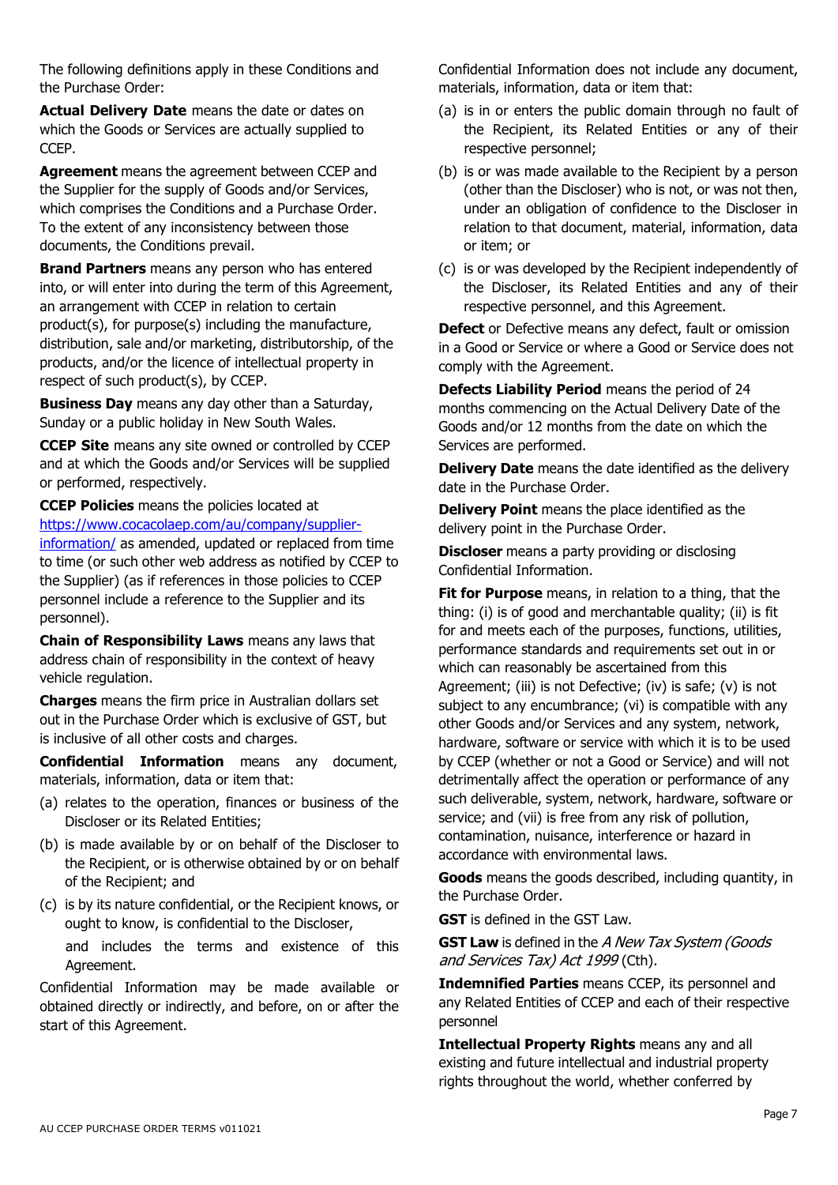The following definitions apply in these Conditions and the Purchase Order:

**Actual Delivery Date** means the date or dates on which the Goods or Services are actually supplied to CCEP.

**Agreement** means the agreement between CCEP and the Supplier for the supply of Goods and/or Services, which comprises the Conditions and a Purchase Order. To the extent of any inconsistency between those documents, the Conditions prevail.

**Brand Partners** means any person who has entered into, or will enter into during the term of this Agreement, an arrangement with CCEP in relation to certain product(s), for purpose(s) including the manufacture, distribution, sale and/or marketing, distributorship, of the products, and/or the licence of intellectual property in respect of such product(s), by CCEP.

**Business Day** means any day other than a Saturday, Sunday or a public holiday in New South Wales.

**CCEP Site** means any site owned or controlled by CCEP and at which the Goods and/or Services will be supplied or performed, respectively.

**CCEP Policies** means the policies located at https://www.cocacolaep.com/au/company/supplier-information/ as amended, updated or replaced from time to time (or such other web address as notified by CCEP to the Supplier) (as if references in those policies to CCEP personnel include a reference to the Supplier and its personnel).

**Chain of Responsibility Laws** means any laws that address chain of responsibility in the context of heavy vehicle regulation.

**Charges** means the firm price in Australian dollars set out in the Purchase Order which is exclusive of GST, but is inclusive of all other costs and charges.

**Confidential Information** means any document, materials, information, data or item that:

(a) relates to the operation, finances or business of the Discloser or its Related Entities;

(b) is made available by or on behalf of the Discloser to the Recipient, or is otherwise obtained by or on behalf of the Recipient; and

(c) is by its nature confidential, or the Recipient knows, or ought to know, is confidential to the Discloser,

and includes the terms and existence of this Agreement.

Confidential Information may be made available or obtained directly or indirectly, and before, on or after the start of this Agreement.

Confidential Information does not include any document, materials, information, data or item that:

(a) is in or enters the public domain through no fault of the Recipient, its Related Entities or any of their respective personnel;

(b) is or was made available to the Recipient by a person (other than the Discloser) who is not, or was not then, under an obligation of confidence to the Discloser in relation to that document, material, information, data or item; or

(c) is or was developed by the Recipient independently of the Discloser, its Related Entities and any of their respective personnel, and this Agreement.

**Defect** or Defective means any defect, fault or omission in a Good or Service or where a Good or Service does not comply with the Agreement.

**Defects Liability Period** means the period of 24 months commencing on the Actual Delivery Date of the Goods and/or 12 months from the date on which the Services are performed.

**Delivery Date** means the date identified as the delivery date in the Purchase Order.

**Delivery Point** means the place identified as the delivery point in the Purchase Order.

**Discloser** means a party providing or disclosing Confidential Information.

**Fit for Purpose** means, in relation to a thing, that the thing: (i) is of good and merchantable quality; (ii) is fit for and meets each of the purposes, functions, utilities, performance standards and requirements set out in or which can reasonably be ascertained from this Agreement; (iii) is not Defective; (iv) is safe; (v) is not subject to any encumbrance; (vi) is compatible with any other Goods and/or Services and any system, network, hardware, software or service with which it is to be used by CCEP (whether or not a Good or Service) and will not detrimentally affect the operation or performance of any such deliverable, system, network, hardware, software or service; and (vii) is free from any risk of pollution, contamination, nuisance, interference or hazard in accordance with environmental laws.

**Goods** means the goods described, including quantity, in the Purchase Order.

**GST** is defined in the GST Law.

**GST Law** is defined in the *A New Tax System (Goods and Services Tax) Act 1999* (Cth).

**Indemnified Parties** means CCEP, its personnel and any Related Entities of CCEP and each of their respective personnel

**Intellectual Property Rights** means any and all existing and future intellectual and industrial property rights throughout the world, whether conferred by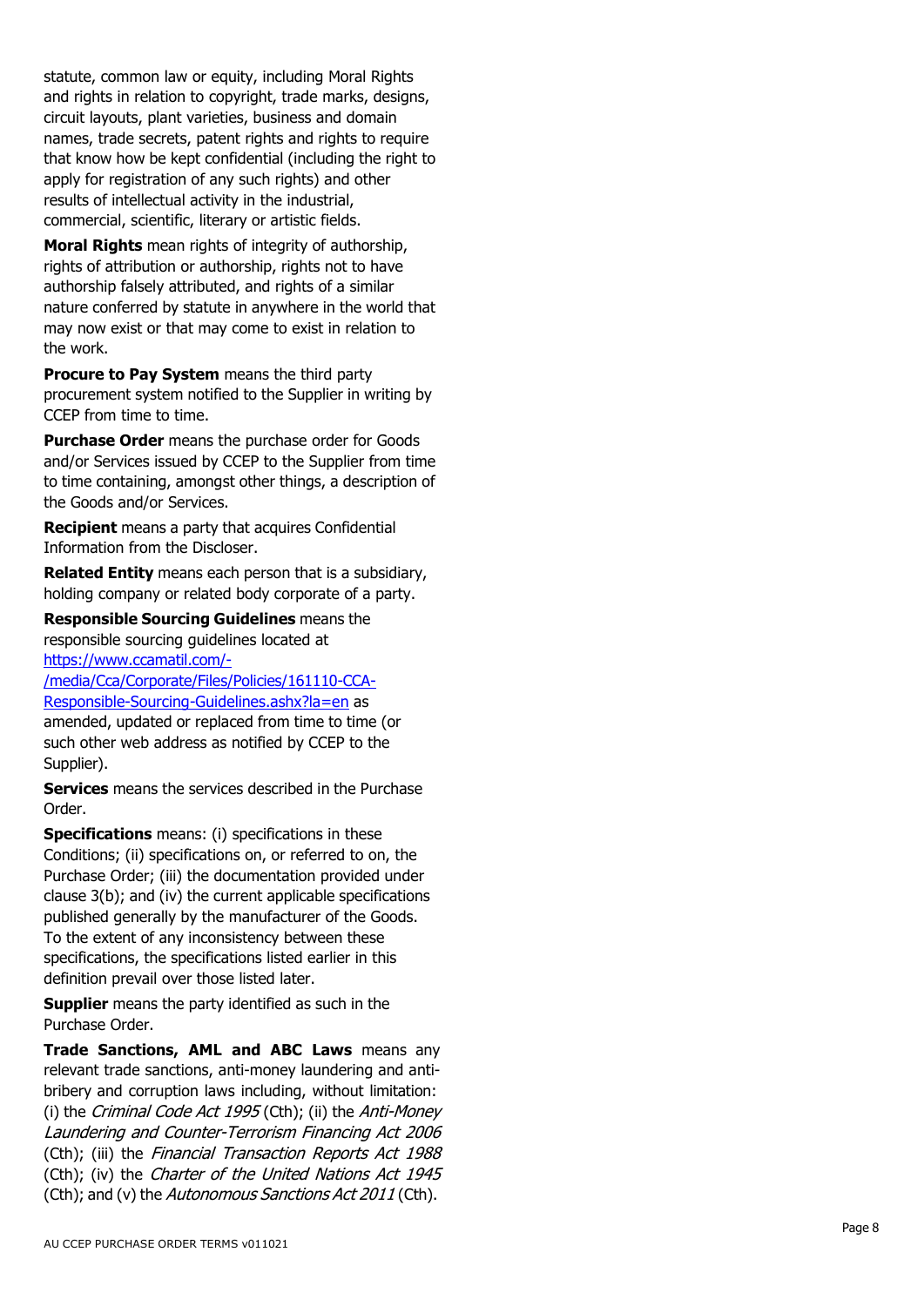statute, common law or equity, including Moral Rights and rights in relation to copyright, trade marks, designs, circuit layouts, plant varieties, business and domain names, trade secrets, patent rights and rights to require that know how be kept confidential (including the right to apply for registration of any such rights) and other results of intellectual activity in the industrial, commercial, scientific, literary or artistic fields.

**Moral Rights** mean rights of integrity of authorship, rights of attribution or authorship, rights not to have authorship falsely attributed, and rights of a similar nature conferred by statute in anywhere in the world that may now exist or that may come to exist in relation to the work.

**Procure to Pay System** means the third party procurement system notified to the Supplier in writing by CCEP from time to time.

**Purchase Order** means the purchase order for Goods and/or Services issued by CCEP to the Supplier from time to time containing, amongst other things, a description of the Goods and/or Services.

**Recipient** means a party that acquires Confidential Information from the Discloser.

**Related Entity** means each person that is a subsidiary, holding company or related body corporate of a party.

**Responsible Sourcing Guidelines** means the responsible sourcing guidelines located at [https://www.ccamatil.com/-/media/Cca/Corporate/Files/Policies/161110-CCA-Responsible-Sourcing-Guidelines.ashx?la=en](https://www.ccamatil.com/-/media/Cca/Corporate/Files/Policies/161110-CCA-Responsible-Sourcing-Guidelines.ashx?la=en) as amended, updated or replaced from time to time (or such other web address as notified by CCEP to the Supplier).

**Services** means the services described in the Purchase Order.

**Specifications** means: (i) specifications in these Conditions; (ii) specifications on, or referred to on, the Purchase Order; (iii) the documentation provided under clause 3(b); and (iv) the current applicable specifications published generally by the manufacturer of the Goods. To the extent of any inconsistency between these specifications, the specifications listed earlier in this definition prevail over those listed later.

**Supplier** means the party identified as such in the Purchase Order.

**Trade Sanctions, AML and ABC Laws** means any relevant trade sanctions, anti-money laundering and anti-bribery and corruption laws including, without limitation: (i) the *Criminal Code Act 1995* (Cth); (ii) the *Anti-Money Laundering and Counter-Terrorism Financing Act 2006* (Cth); (iii) the *Financial Transaction Reports Act 1988* (Cth); (iv) the *Charter of the United Nations Act 1945* (Cth); and (v) the *Autonomous Sanctions Act 2011* (Cth).